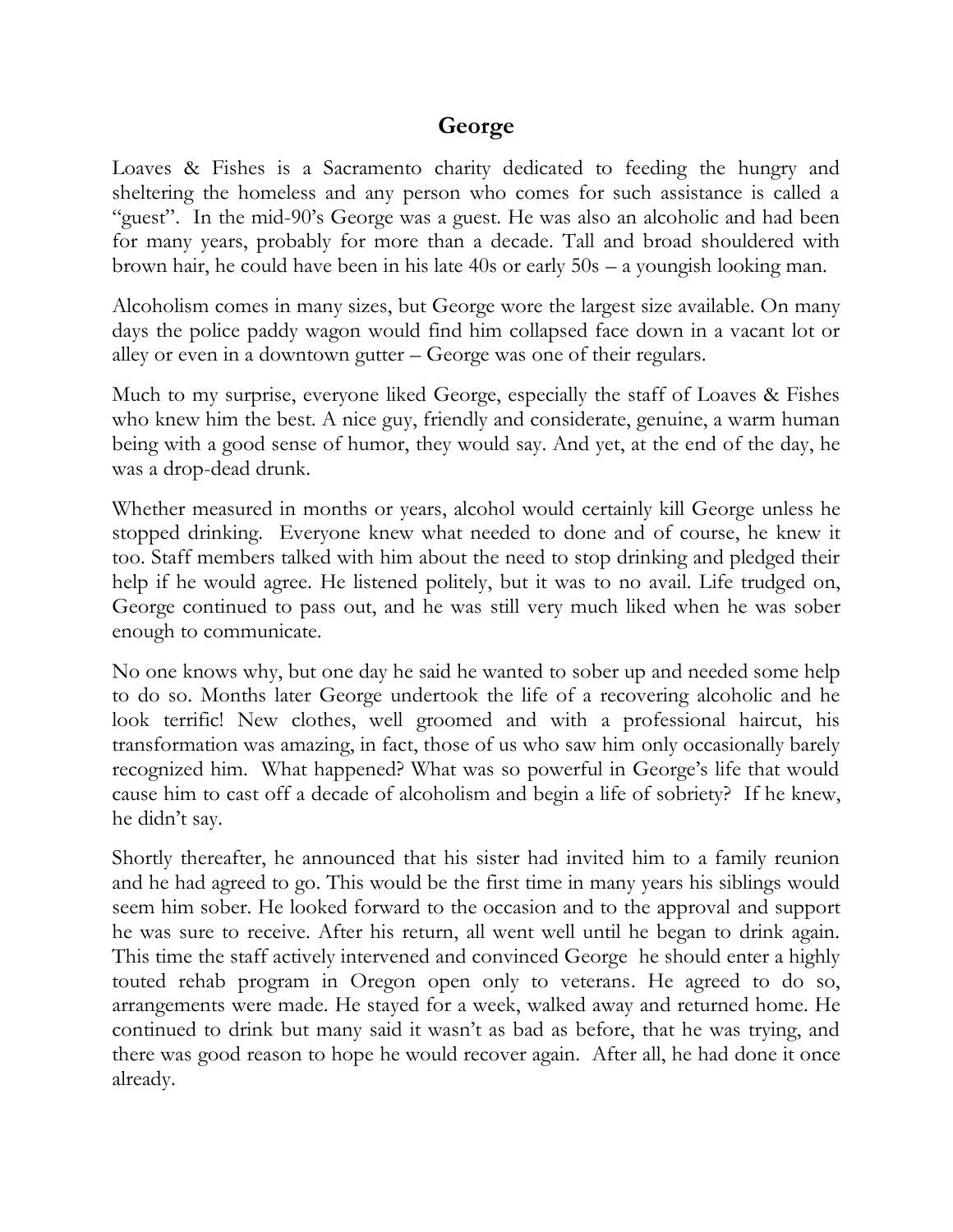# George

Loaves & Fishes is a Sacramento charity dedicated to feeding the hungry and sheltering the homeless and any person who comes for such assistance is called a "guest". In the mid-90's George was a guest. He was also an alcoholic and had been for many years, probably for more than a decade. Tall and broad shouldered with brown hair, he could have been in his late 40s or early 50s – a youngish looking man.

Alcoholism comes in many sizes, but George wore the largest size available. On many days the police paddy wagon would find him collapsed face down in a vacant lot or alley or even in a downtown gutter – George was one of their regulars.

Much to my surprise, everyone liked George, especially the staff of Loaves & Fishes who knew him the best. A nice guy, friendly and considerate, genuine, a warm human being with a good sense of humor, they would say. And yet, at the end of the day, he was a drop-dead drunk.

Whether measured in months or years, alcohol would certainly kill George unless he stopped drinking. Everyone knew what needed to done and of course, he knew it too. Staff members talked with him about the need to stop drinking and pledged their help if he would agree. He listened politely, but it was to no avail. Life trudged on, George continued to pass out, and he was still very much liked when he was sober enough to communicate.

No one knows why, but one day he said he wanted to sober up and needed some help to do so. Months later George undertook the life of a recovering alcoholic and he look terrific! New clothes, well groomed and with a professional haircut, his transformation was amazing, in fact, those of us who saw him only occasionally barely recognized him. What happened? What was so powerful in George's life that would cause him to cast off a decade of alcoholism and begin a life of sobriety? If he knew, he didn't say.

Shortly thereafter, he announced that his sister had invited him to a family reunion and he had agreed to go. This would be the first time in many years his siblings would seem him sober. He looked forward to the occasion and to the approval and support he was sure to receive. After his return, all went well until he began to drink again. This time the staff actively intervened and convinced George he should enter a highly touted rehab program in Oregon open only to veterans. He agreed to do so, arrangements were made. He stayed for a week, walked away and returned home. He continued to drink but many said it wasn't as bad as before, that he was trying, and there was good reason to hope he would recover again. After all, he had done it once already.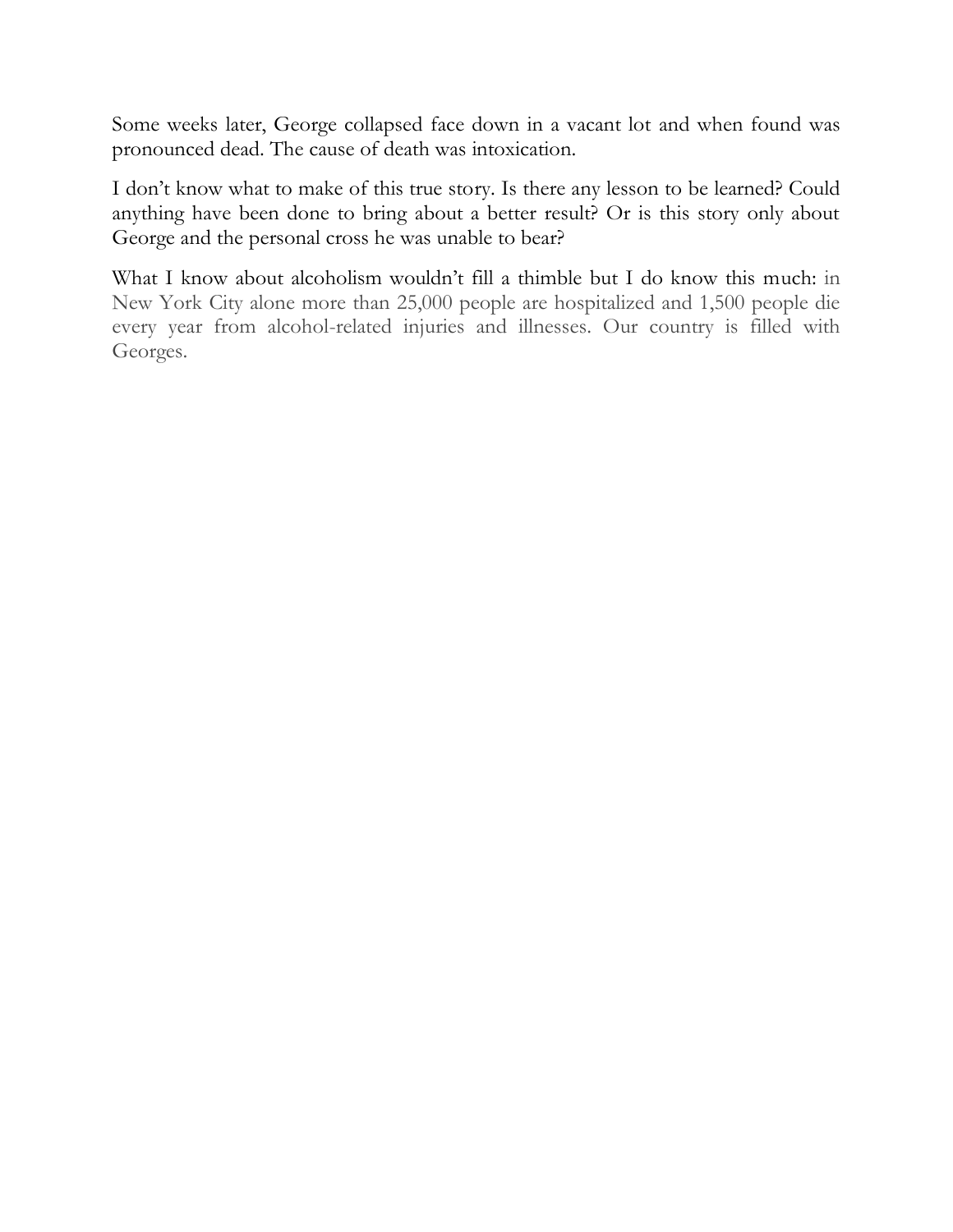Some weeks later, George collapsed face down in a vacant lot and when found was pronounced dead. The cause of death was intoxication.

I don't know what to make of this true story. Is there any lesson to be learned? Could anything have been done to bring about a better result? Or is this story only about George and the personal cross he was unable to bear?

What I know about alcoholism wouldn't fill a thimble but I do know this much: in New York City alone more than 25,000 people are hospitalized and 1,500 people die every year from alcohol-related injuries and illnesses. Our country is filled with Georges.